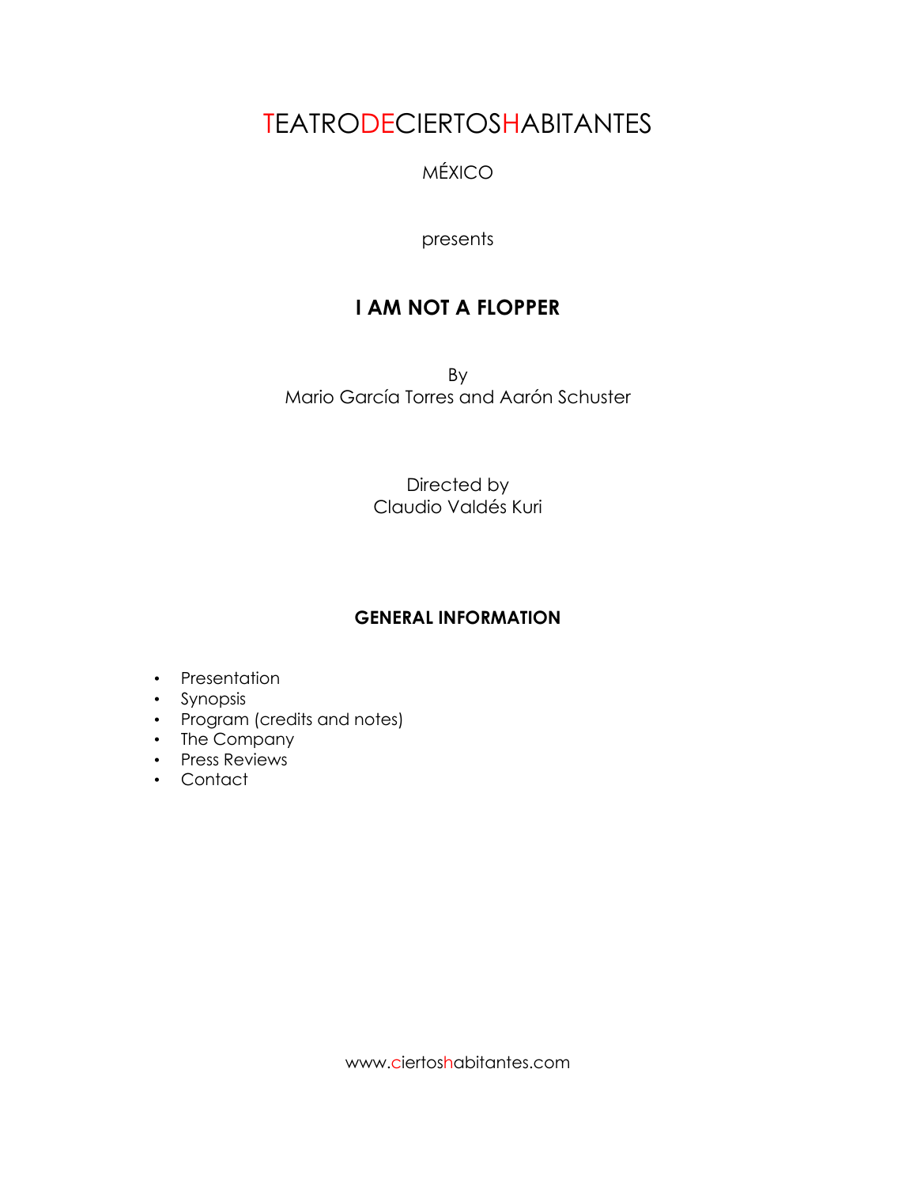# TEATRODECIERTOSHABITANTES

MÉXICO

presents

## I AM NOT A FLOPPER

By
Mario García Torres and Aarón Schuster

Directed by
Claudio Valdés Kuri

### GENERAL INFORMATION

- Presentation
- Synopsis
- Program (credits and notes)
- The Company
- Press Reviews
- Contact

www.ciertoshabitantes.com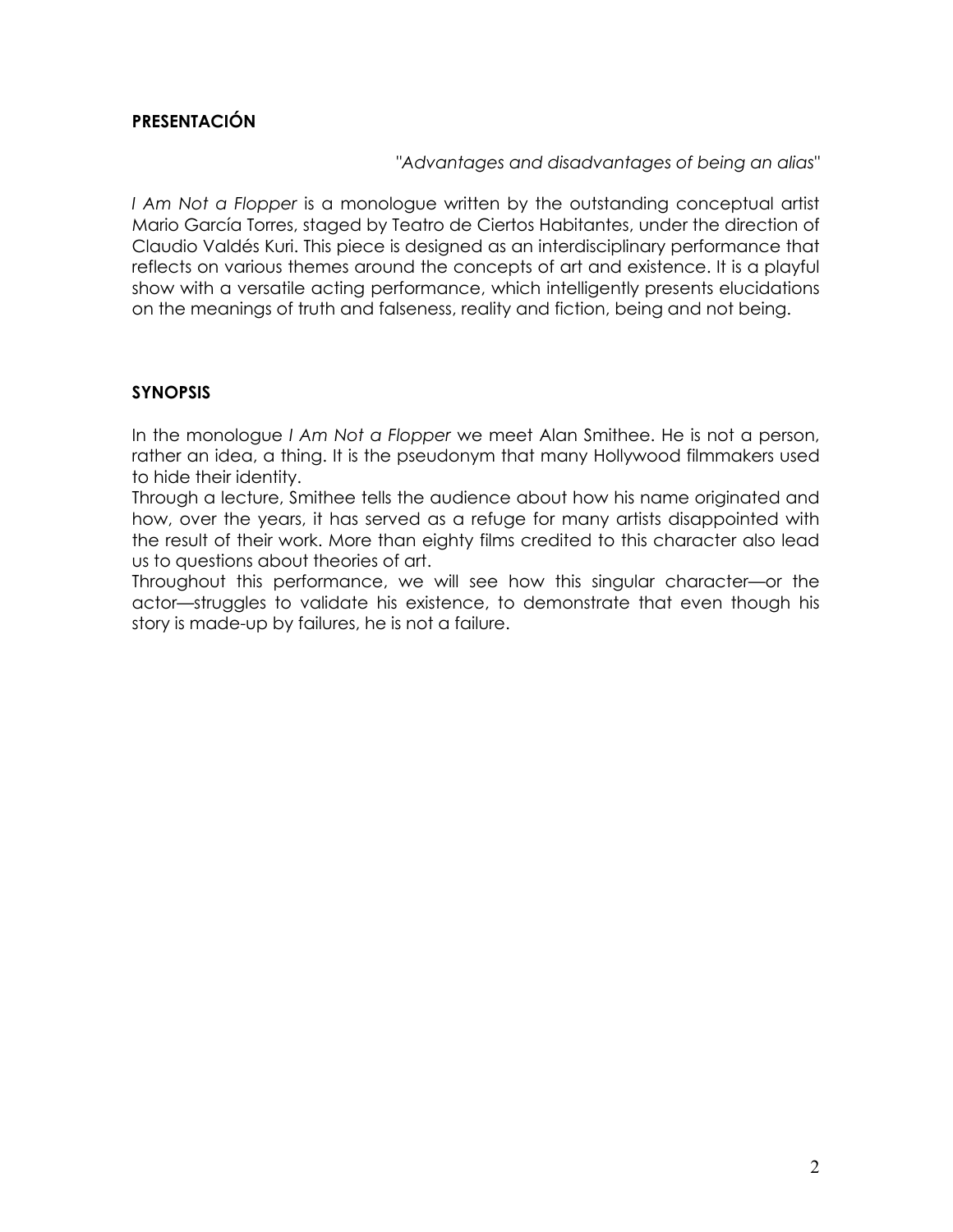**PRESENTACIÓN**

*"Advantages and disadvantages of being an alias"*

*I Am Not a Flopper* is a monologue written by the outstanding conceptual artist Mario García Torres, staged by Teatro de Ciertos Habitantes, under the direction of Claudio Valdés Kuri. This piece is designed as an interdisciplinary performance that reflects on various themes around the concepts of art and existence. It is a playful show with a versatile acting performance, which intelligently presents elucidations on the meanings of truth and falseness, reality and fiction, being and not being.

**SYNOPSIS**

In the monologue *I Am Not a Flopper* we meet Alan Smithee. He is not a person, rather an idea, a thing. It is the pseudonym that many Hollywood filmmakers used to hide their identity.

Through a lecture, Smithee tells the audience about how his name originated and how, over the years, it has served as a refuge for many artists disappointed with the result of their work. More than eighty films credited to this character also lead us to questions about theories of art.

Throughout this performance, we will see how this singular character—or the actor—struggles to validate his existence, to demonstrate that even though his story is made-up by failures, he is not a failure.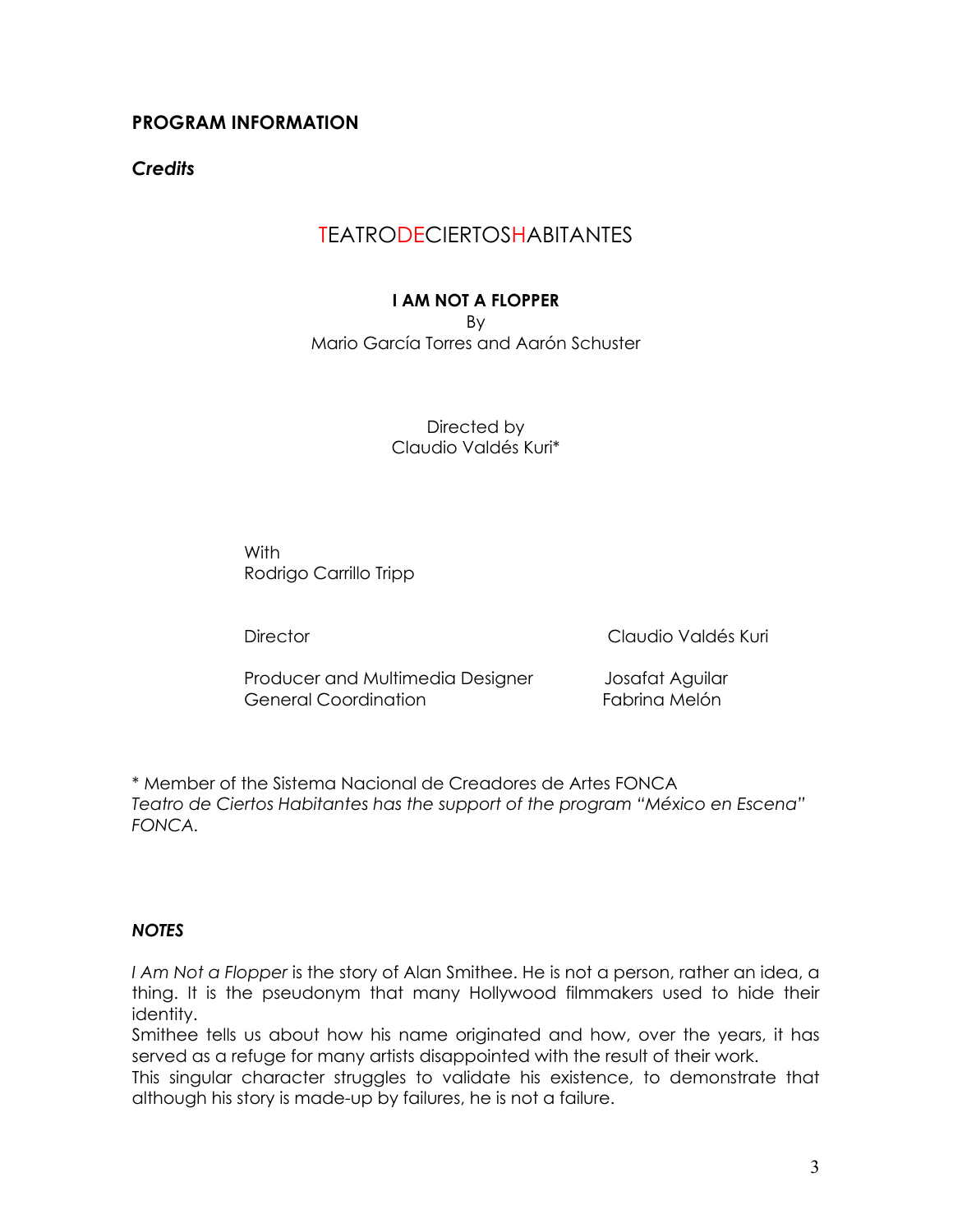## PROGRAM INFORMATION

### *Credits*

TEATRODECIERTOSHABITANTES

**I AM NOT A FLOPPER**

By

Mario García Torres and Aarón Schuster

Directed by

Claudio Valdés Kuri*

With

Rodrigo Carrillo Tripp

| | |
|---|---|
| Director | Claudio Valdés Kuri |
| Producer and Multimedia Designer | Josafat Aguilar |
| General Coordination | Fabrina Melón |

* Member of the Sistema Nacional de Creadores de Artes FONCA

*Teatro de Ciertos Habitantes has the support of the program "México en Escena" FONCA.*

### *NOTES*

*I Am Not a Flopper* is the story of Alan Smithee. He is not a person, rather an idea, a thing. It is the pseudonym that many Hollywood filmmakers used to hide their identity.

Smithee tells us about how his name originated and how, over the years, it has served as a refuge for many artists disappointed with the result of their work.

This singular character struggles to validate his existence, to demonstrate that although his story is made-up by failures, he is not a failure.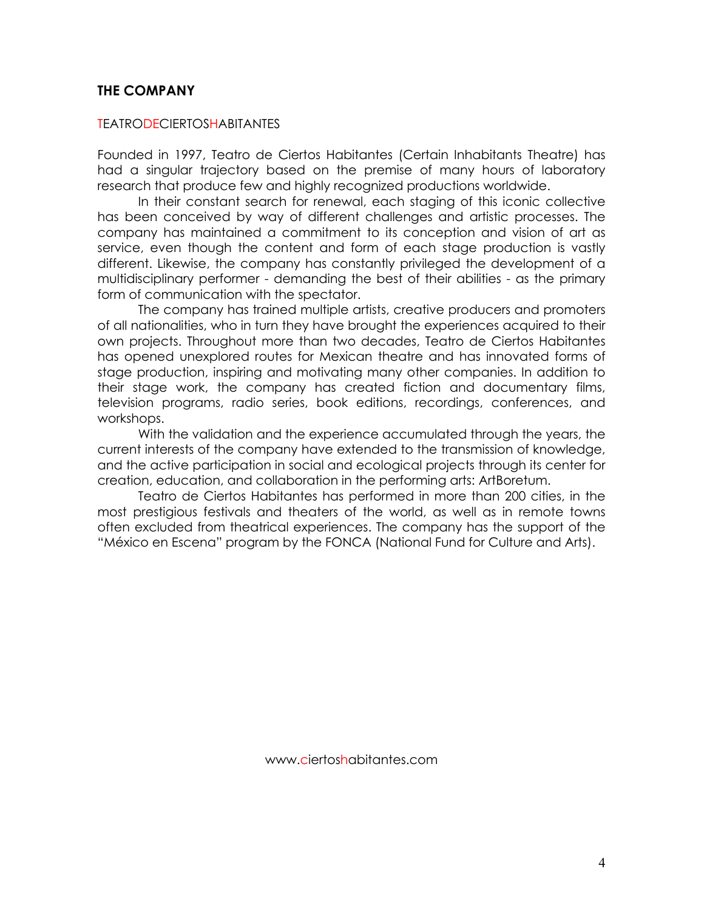## THE COMPANY

TEATRODECIERTOSHABITANTES

Founded in 1997, Teatro de Ciertos Habitantes (Certain Inhabitants Theatre) has had a singular trajectory based on the premise of many hours of laboratory research that produce few and highly recognized productions worldwide.

In their constant search for renewal, each staging of this iconic collective has been conceived by way of different challenges and artistic processes. The company has maintained a commitment to its conception and vision of art as service, even though the content and form of each stage production is vastly different. Likewise, the company has constantly privileged the development of a multidisciplinary performer - demanding the best of their abilities - as the primary form of communication with the spectator.

The company has trained multiple artists, creative producers and promoters of all nationalities, who in turn they have brought the experiences acquired to their own projects. Throughout more than two decades, Teatro de Ciertos Habitantes has opened unexplored routes for Mexican theatre and has innovated forms of stage production, inspiring and motivating many other companies. In addition to their stage work, the company has created fiction and documentary films, television programs, radio series, book editions, recordings, conferences, and workshops.

With the validation and the experience accumulated through the years, the current interests of the company have extended to the transmission of knowledge, and the active participation in social and ecological projects through its center for creation, education, and collaboration in the performing arts: ArtBoretum.

Teatro de Ciertos Habitantes has performed in more than 200 cities, in the most prestigious festivals and theaters of the world, as well as in remote towns often excluded from theatrical experiences. The company has the support of the "México en Escena" program by the FONCA (National Fund for Culture and Arts).

www.ciertoshabitantes.com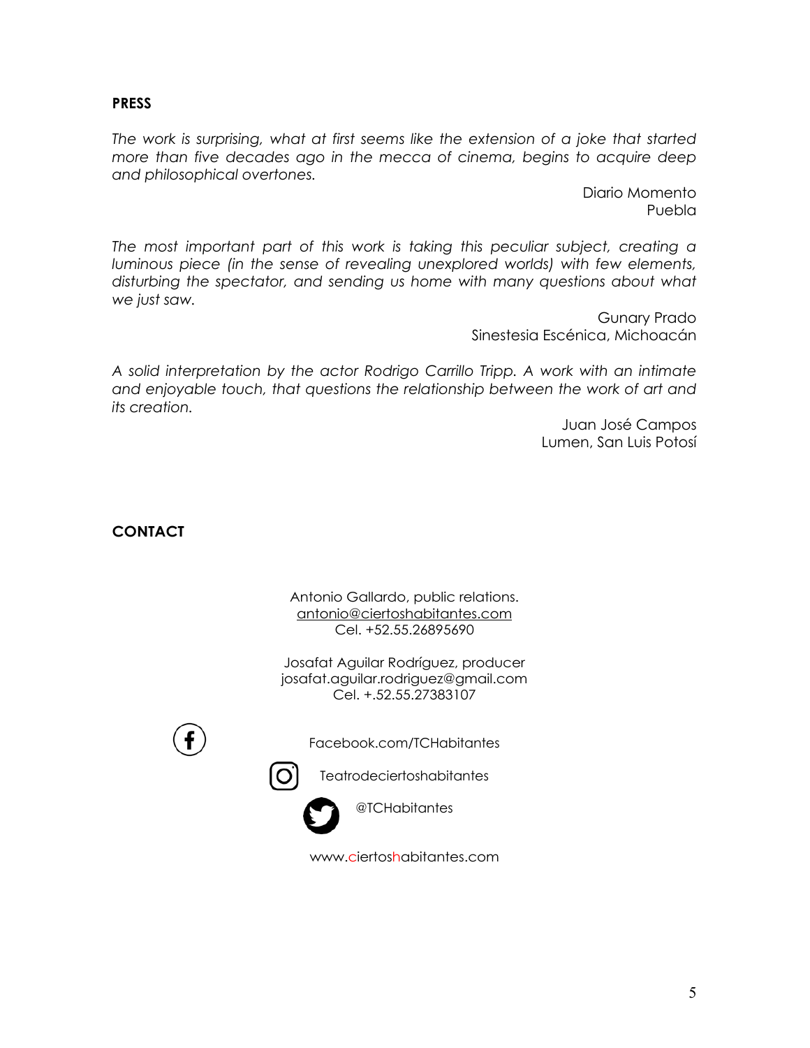## PRESS

*The work is surprising, what at first seems like the extension of a joke that started more than five decades ago in the mecca of cinema, begins to acquire deep and philosophical overtones.*

Diario Momento
Puebla

*The most important part of this work is taking this peculiar subject, creating a luminous piece (in the sense of revealing unexplored worlds) with few elements, disturbing the spectator, and sending us home with many questions about what we just saw.*

Gunary Prado
Sinestesia Escénica, Michoacán

*A solid interpretation by the actor Rodrigo Carrillo Tripp. A work with an intimate and enjoyable touch, that questions the relationship between the work of art and its creation.*

Juan José Campos
Lumen, San Luis Potosí

## CONTACT

Antonio Gallardo, public relations.
antonio@ciertoshabitantes.com
Cel. +52.55.26895690

Josafat Aguilar Rodríguez, producer
josafat.aguilar.rodriguez@gmail.com
Cel. +.52.55.27383107

Facebook.com/TCHabitantes

Teatrodeciertoshabitantes

@TCHabitantes

www.ciertoshabitantes.com